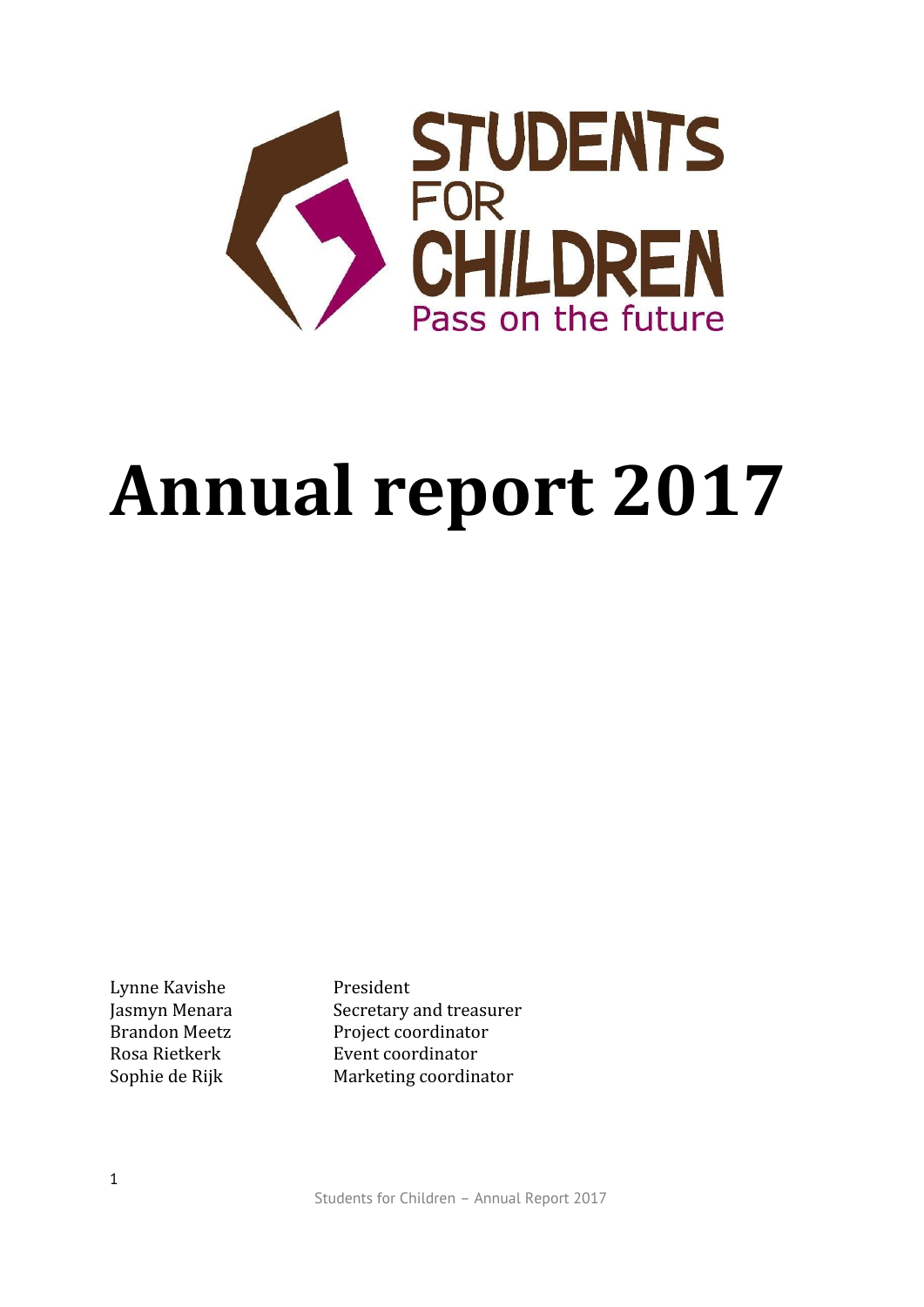STUDENTS FOR CHILDREN

Pass on the future

# Annual report 2017

| | |
|---|---|
| Lynne Kavishe | President |
| Jasmyn Menara | Secretary and treasurer |
| Brandon Meetz | Project coordinator |
| Rosa Rietkerk | Event coordinator |
| Sophie de Rijk | Marketing coordinator |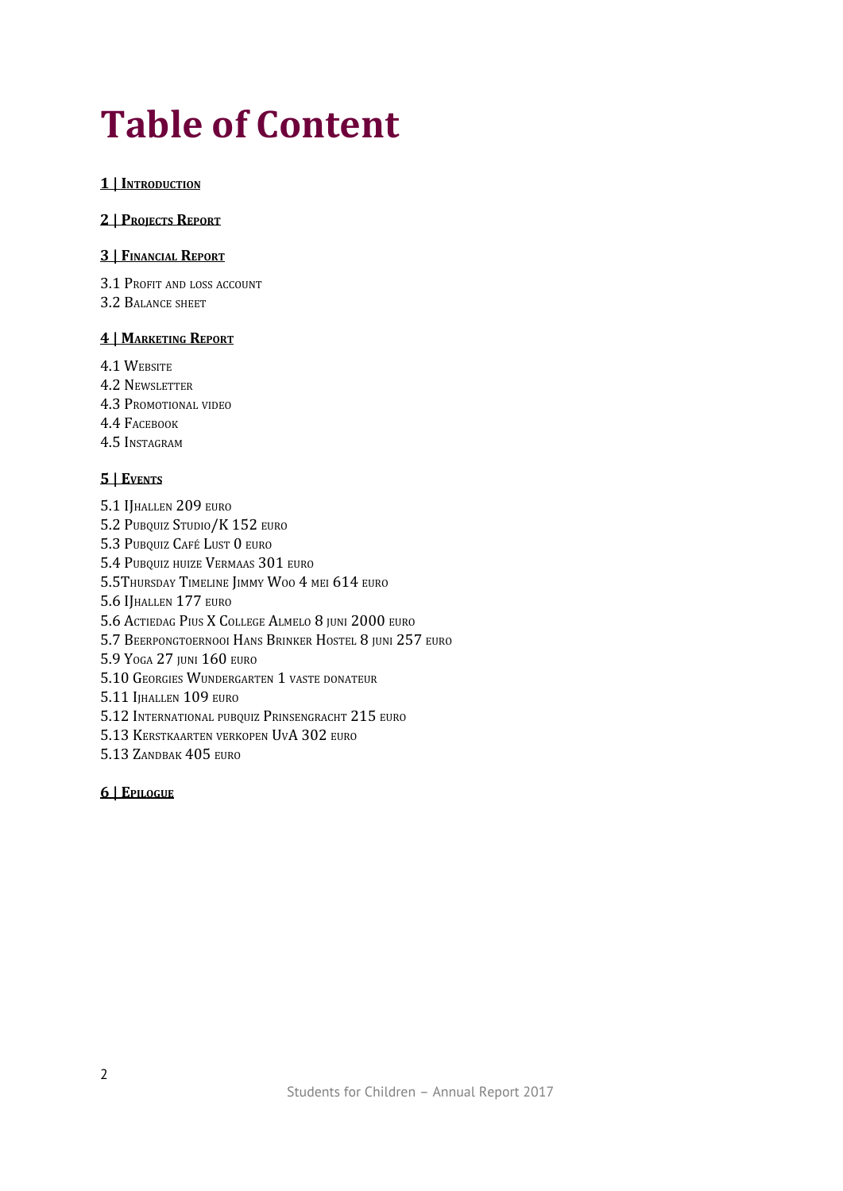# Table of Content

**1 | Introduction**

**2 | Projects Report**

**3 | Financial Report**

3.1 Profit and loss account
3.2 Balance sheet

**4 | Marketing Report**

4.1 Website
4.2 Newsletter
4.3 Promotional video
4.4 Facebook
4.5 Instagram

**5 | Events**

5.1 IJhallen 209 euro
5.2 Pubquiz Studio/K 152 euro
5.3 Pubquiz Café Lust 0 euro
5.4 Pubquiz huize Vermaas 301 euro
5.5Thursday Timeline Jimmy Woo 4 mei 614 euro
5.6 IJhallen 177 euro
5.6 Actiedag Pius X College Almelo 8 juni 2000 euro
5.7 Beerpongtoernooi Hans Brinker Hostel 8 juni 257 euro
5.9 Yoga 27 juni 160 euro
5.10 Georgies Wundergarten 1 vaste donateur
5.11 IJhallen 109 euro
5.12 International pubquiz Prinsengracht 215 euro
5.13 Kerstkaarten verkopen UvA 302 euro
5.13 Zandbak 405 euro

**6 | Epilogue**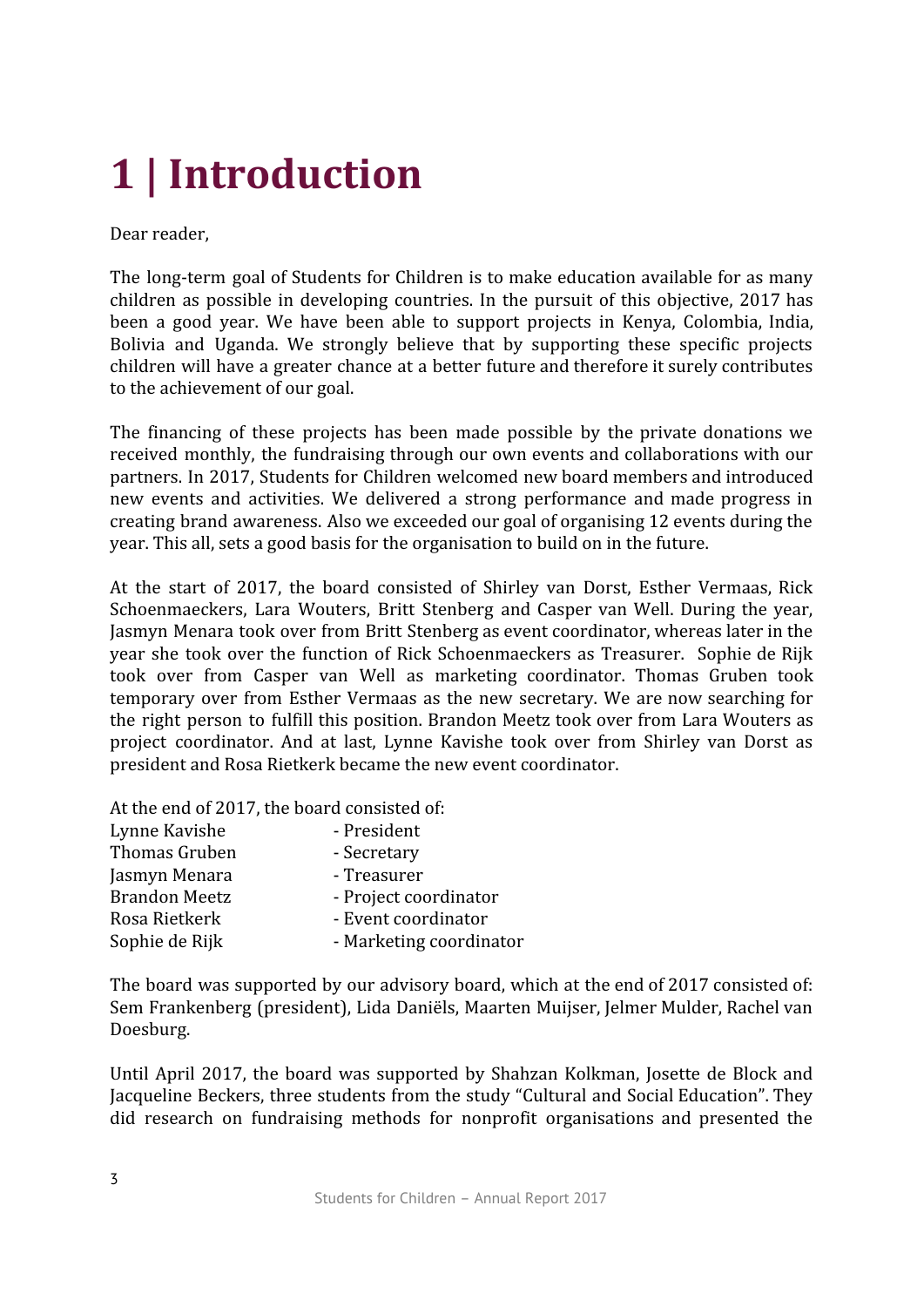# 1 | Introduction

Dear reader,

The long-term goal of Students for Children is to make education available for as many children as possible in developing countries. In the pursuit of this objective, 2017 has been a good year. We have been able to support projects in Kenya, Colombia, India, Bolivia and Uganda. We strongly believe that by supporting these specific projects children will have a greater chance at a better future and therefore it surely contributes to the achievement of our goal.

The financing of these projects has been made possible by the private donations we received monthly, the fundraising through our own events and collaborations with our partners. In 2017, Students for Children welcomed new board members and introduced new events and activities. We delivered a strong performance and made progress in creating brand awareness. Also we exceeded our goal of organising 12 events during the year. This all, sets a good basis for the organisation to build on in the future.

At the start of 2017, the board consisted of Shirley van Dorst, Esther Vermaas, Rick Schoenmaeckers, Lara Wouters, Britt Stenberg and Casper van Well. During the year, Jasmyn Menara took over from Britt Stenberg as event coordinator, whereas later in the year she took over the function of Rick Schoenmaeckers as Treasurer. Sophie de Rijk took over from Casper van Well as marketing coordinator. Thomas Gruben took temporary over from Esther Vermaas as the new secretary. We are now searching for the right person to fulfill this position. Brandon Meetz took over from Lara Wouters as project coordinator. And at last, Lynne Kavishe took over from Shirley van Dorst as president and Rosa Rietkerk became the new event coordinator.

At the end of 2017, the board consisted of:

| | |
|---|---|
| Lynne Kavishe | - President |
| Thomas Gruben | - Secretary |
| Jasmyn Menara | - Treasurer |
| Brandon Meetz | - Project coordinator |
| Rosa Rietkerk | - Event coordinator |
| Sophie de Rijk | - Marketing coordinator |

The board was supported by our advisory board, which at the end of 2017 consisted of: Sem Frankenberg (president), Lida Daniëls, Maarten Muijser, Jelmer Mulder, Rachel van Doesburg.

Until April 2017, the board was supported by Shahzan Kolkman, Josette de Block and Jacqueline Beckers, three students from the study "Cultural and Social Education". They did research on fundraising methods for nonprofit organisations and presented the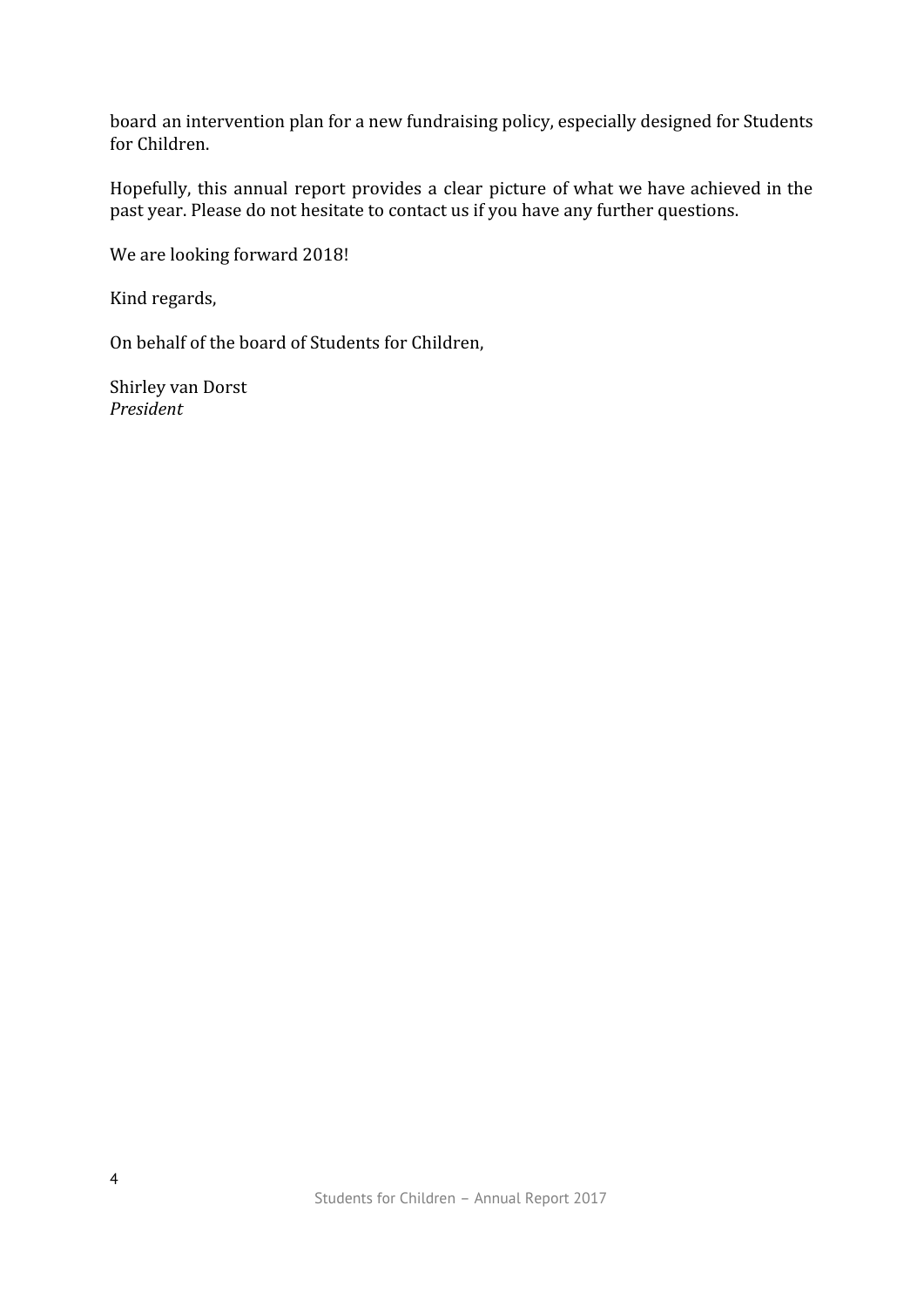board an intervention plan for a new fundraising policy, especially designed for Students for Children.

Hopefully, this annual report provides a clear picture of what we have achieved in the past year. Please do not hesitate to contact us if you have any further questions.

We are looking forward 2018!

Kind regards,

On behalf of the board of Students for Children,

Shirley van Dorst
*President*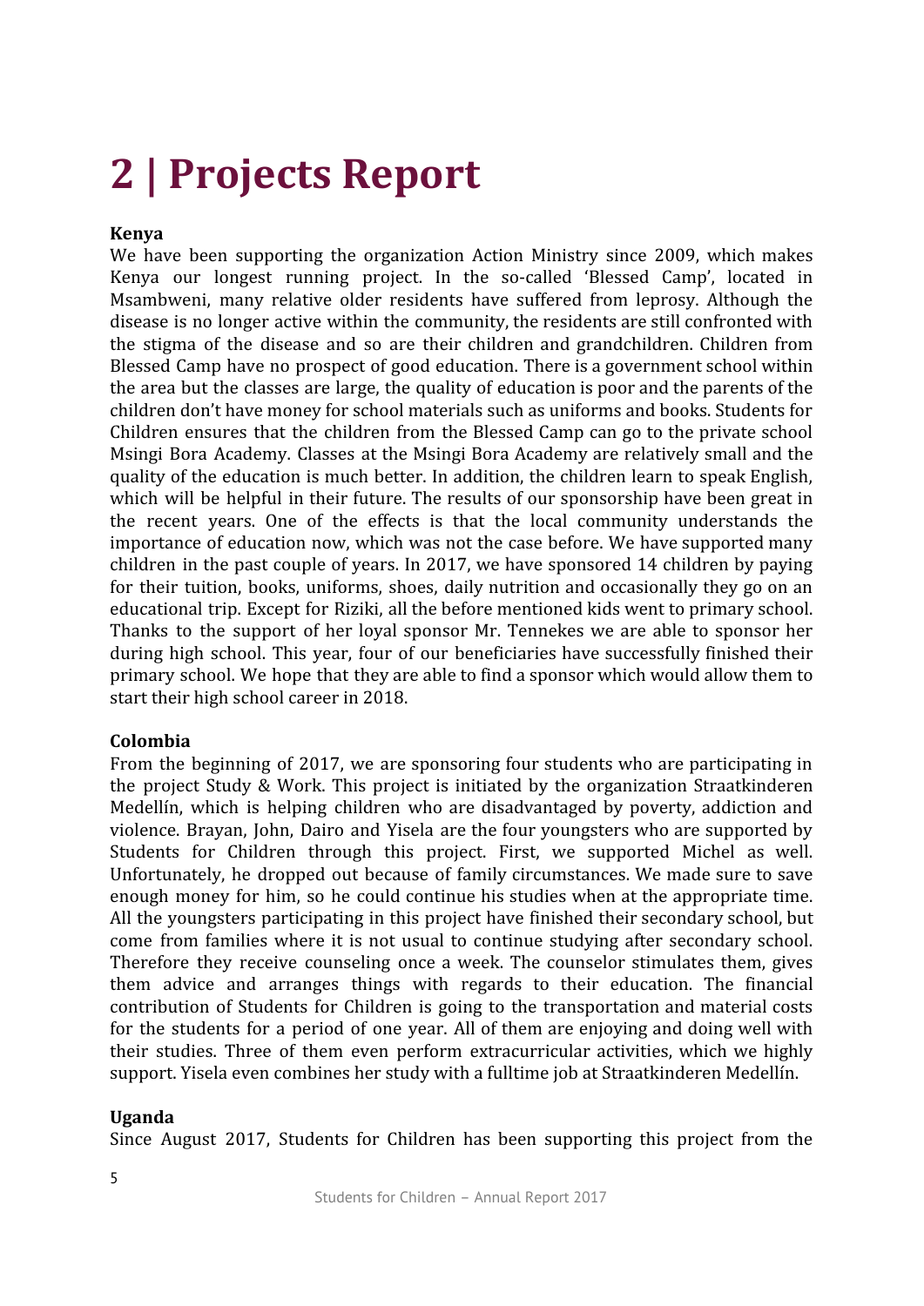# 2 | Projects Report

**Kenya**

We have been supporting the organization Action Ministry since 2009, which makes Kenya our longest running project. In the so-called 'Blessed Camp', located in Msambweni, many relative older residents have suffered from leprosy. Although the disease is no longer active within the community, the residents are still confronted with the stigma of the disease and so are their children and grandchildren. Children from Blessed Camp have no prospect of good education. There is a government school within the area but the classes are large, the quality of education is poor and the parents of the children don't have money for school materials such as uniforms and books. Students for Children ensures that the children from the Blessed Camp can go to the private school Msingi Bora Academy. Classes at the Msingi Bora Academy are relatively small and the quality of the education is much better. In addition, the children learn to speak English, which will be helpful in their future. The results of our sponsorship have been great in the recent years. One of the effects is that the local community understands the importance of education now, which was not the case before. We have supported many children in the past couple of years. In 2017, we have sponsored 14 children by paying for their tuition, books, uniforms, shoes, daily nutrition and occasionally they go on an educational trip. Except for Riziki, all the before mentioned kids went to primary school. Thanks to the support of her loyal sponsor Mr. Tennekes we are able to sponsor her during high school. This year, four of our beneficiaries have successfully finished their primary school. We hope that they are able to find a sponsor which would allow them to start their high school career in 2018.

**Colombia**

From the beginning of 2017, we are sponsoring four students who are participating in the project Study & Work. This project is initiated by the organization Straatkinderen Medellín, which is helping children who are disadvantaged by poverty, addiction and violence. Brayan, John, Dairo and Yisela are the four youngsters who are supported by Students for Children through this project. First, we supported Michel as well. Unfortunately, he dropped out because of family circumstances. We made sure to save enough money for him, so he could continue his studies when at the appropriate time. All the youngsters participating in this project have finished their secondary school, but come from families where it is not usual to continue studying after secondary school. Therefore they receive counseling once a week. The counselor stimulates them, gives them advice and arranges things with regards to their education. The financial contribution of Students for Children is going to the transportation and material costs for the students for a period of one year. All of them are enjoying and doing well with their studies. Three of them even perform extracurricular activities, which we highly support. Yisela even combines her study with a fulltime job at Straatkinderen Medellín.

**Uganda**

Since August 2017, Students for Children has been supporting this project from the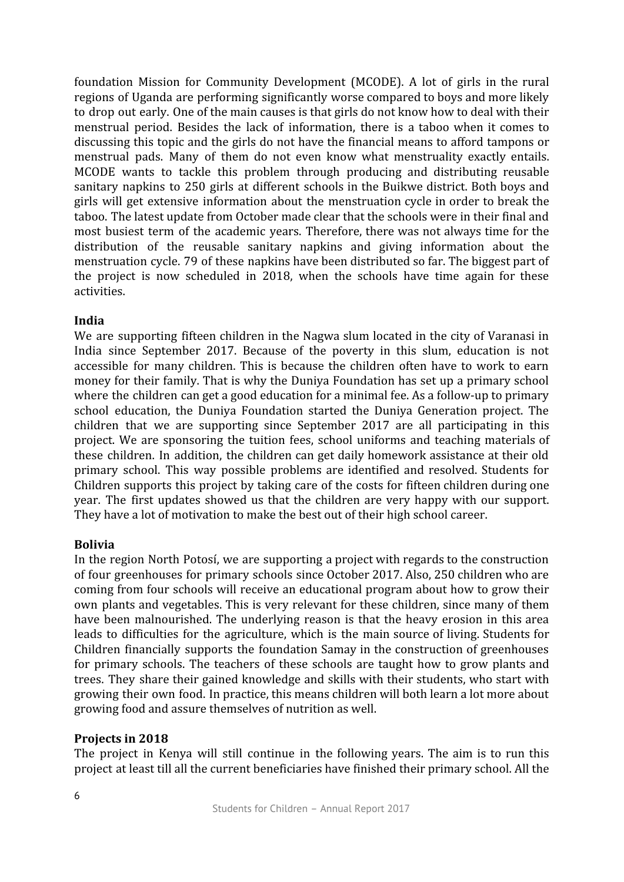foundation Mission for Community Development (MCODE). A lot of girls in the rural regions of Uganda are performing significantly worse compared to boys and more likely to drop out early. One of the main causes is that girls do not know how to deal with their menstrual period. Besides the lack of information, there is a taboo when it comes to discussing this topic and the girls do not have the financial means to afford tampons or menstrual pads. Many of them do not even know what menstruality exactly entails. MCODE wants to tackle this problem through producing and distributing reusable sanitary napkins to 250 girls at different schools in the Buikwe district. Both boys and girls will get extensive information about the menstruation cycle in order to break the taboo. The latest update from October made clear that the schools were in their final and most busiest term of the academic years. Therefore, there was not always time for the distribution of the reusable sanitary napkins and giving information about the menstruation cycle. 79 of these napkins have been distributed so far. The biggest part of the project is now scheduled in 2018, when the schools have time again for these activities.

**India**

We are supporting fifteen children in the Nagwa slum located in the city of Varanasi in India since September 2017. Because of the poverty in this slum, education is not accessible for many children. This is because the children often have to work to earn money for their family. That is why the Duniya Foundation has set up a primary school where the children can get a good education for a minimal fee. As a follow-up to primary school education, the Duniya Foundation started the Duniya Generation project. The children that we are supporting since September 2017 are all participating in this project. We are sponsoring the tuition fees, school uniforms and teaching materials of these children. In addition, the children can get daily homework assistance at their old primary school. This way possible problems are identified and resolved. Students for Children supports this project by taking care of the costs for fifteen children during one year. The first updates showed us that the children are very happy with our support. They have a lot of motivation to make the best out of their high school career.

**Bolivia**

In the region North Potosí, we are supporting a project with regards to the construction of four greenhouses for primary schools since October 2017. Also, 250 children who are coming from four schools will receive an educational program about how to grow their own plants and vegetables. This is very relevant for these children, since many of them have been malnourished. The underlying reason is that the heavy erosion in this area leads to difficulties for the agriculture, which is the main source of living. Students for Children financially supports the foundation Samay in the construction of greenhouses for primary schools. The teachers of these schools are taught how to grow plants and trees. They share their gained knowledge and skills with their students, who start with growing their own food. In practice, this means children will both learn a lot more about growing food and assure themselves of nutrition as well.

**Projects in 2018**

The project in Kenya will still continue in the following years. The aim is to run this project at least till all the current beneficiaries have finished their primary school. All the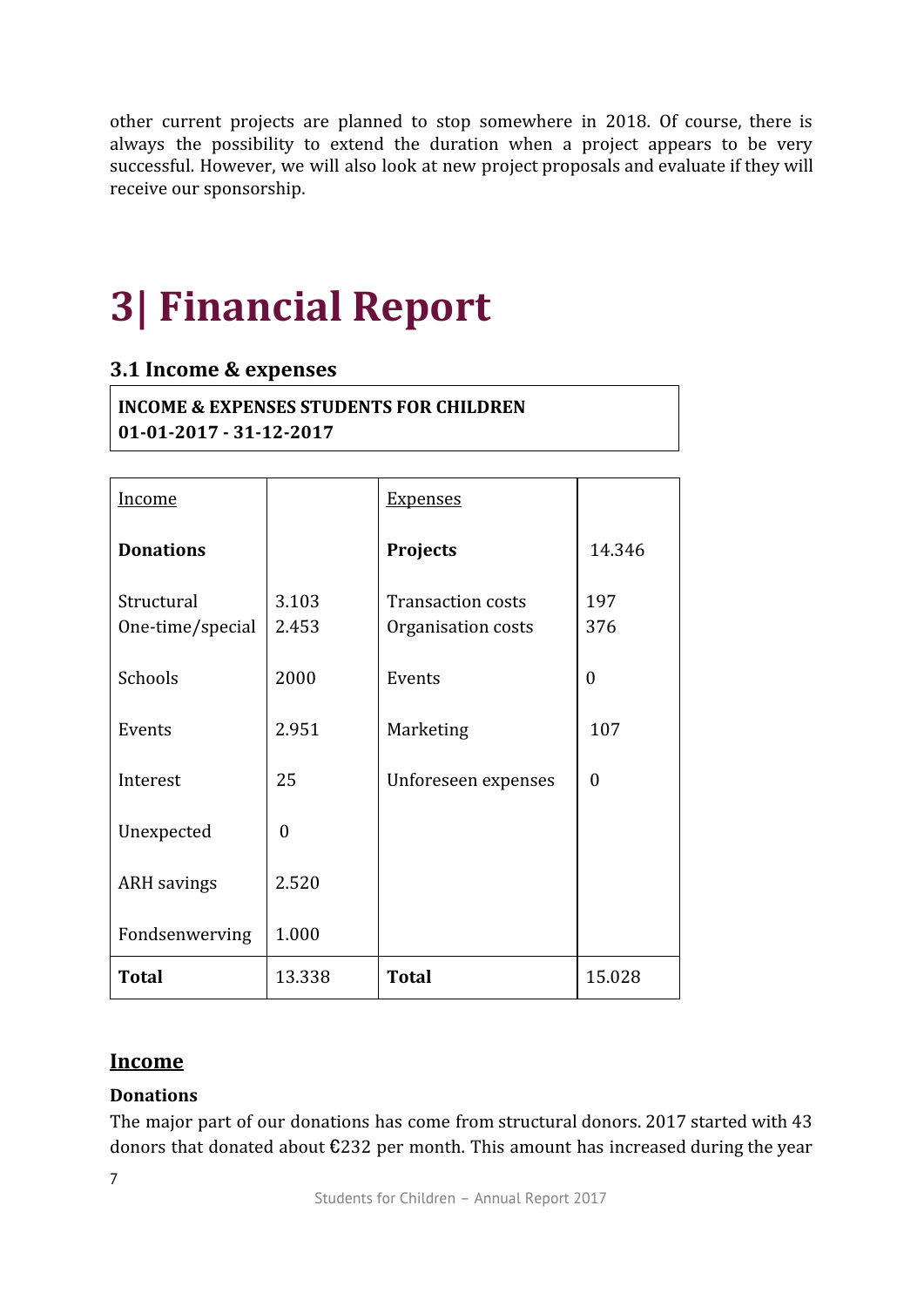other current projects are planned to stop somewhere in 2018. Of course, there is always the possibility to extend the duration when a project appears to be very successful. However, we will also look at new project proposals and evaluate if they will receive our sponsorship.

# 3| Financial Report

### 3.1 Income & expenses

**INCOME & EXPENSES STUDENTS FOR CHILDREN**
**01-01-2017 - 31-12-2017**

| Income | | Expenses | |
|---|---|---|---|
| **Donations** | | **Projects** | 14.346 |
| Structural | 3.103 | Transaction costs | 197 |
| One-time/special | 2.453 | Organisation costs | 376 |
| Schools | 2000 | Events | 0 |
| Events | 2.951 | Marketing | 107 |
| Interest | 25 | Unforeseen expenses | 0 |
| Unexpected | 0 | | |
| ARH savings | 2.520 | | |
| Fondsenwerving | 1.000 | | |
| **Total** | 13.338 | **Total** | 15.028 |

## Income

**Donations**

The major part of our donations has come from structural donors. 2017 started with 43 donors that donated about €232 per month. This amount has increased during the year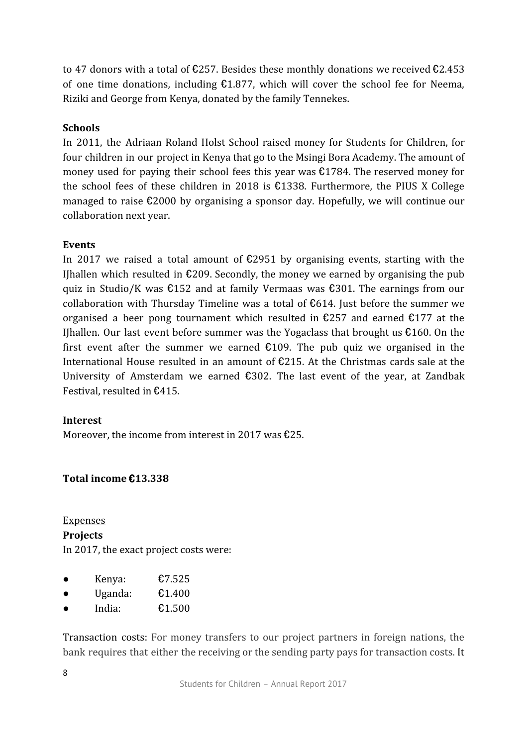to 47 donors with a total of €257. Besides these monthly donations we received €2.453 of one time donations, including €1.877, which will cover the school fee for Neema, Riziki and George from Kenya, donated by the family Tennekes.

**Schools**
In 2011, the Adriaan Roland Holst School raised money for Students for Children, for four children in our project in Kenya that go to the Msingi Bora Academy. The amount of money used for paying their school fees this year was €1784. The reserved money for the school fees of these children in 2018 is €1338. Furthermore, the PIUS X College managed to raise €2000 by organising a sponsor day. Hopefully, we will continue our collaboration next year.

**Events**
In 2017 we raised a total amount of €2951 by organising events, starting with the IJhallen which resulted in €209. Secondly, the money we earned by organising the pub quiz in Studio/K was €152 and at family Vermaas was €301. The earnings from our collaboration with Thursday Timeline was a total of €614. Just before the summer we organised a beer pong tournament which resulted in €257 and earned €177 at the IJhallen. Our last event before summer was the Yogaclass that brought us €160. On the first event after the summer we earned €109. The pub quiz we organised in the International House resulted in an amount of €215. At the Christmas cards sale at the University of Amsterdam we earned €302. The last event of the year, at Zandbak Festival, resulted in €415.

**Interest**
Moreover, the income from interest in 2017 was €25.

**Total income €13.338**

<u>Expenses</u>

**Projects**
In 2017, the exact project costs were:

- Kenya: €7.525
- Uganda: €1.400
- India: €1.500

Transaction costs: For money transfers to our project partners in foreign nations, the bank requires that either the receiving or the sending party pays for transaction costs. It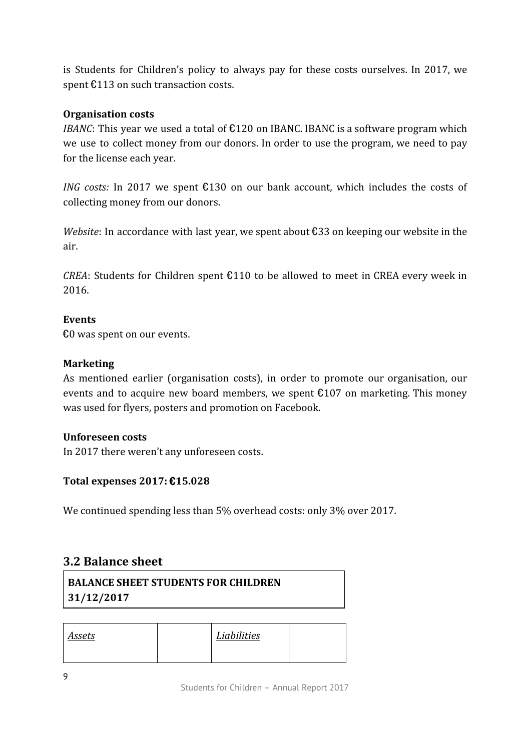is Students for Children's policy to always pay for these costs ourselves. In 2017, we spent €113 on such transaction costs.

**Organisation costs**

*IBANC*: This year we used a total of €120 on IBANC. IBANC is a software program which we use to collect money from our donors. In order to use the program, we need to pay for the license each year.

*ING costs:* In 2017 we spent €130 on our bank account, which includes the costs of collecting money from our donors.

*Website*: In accordance with last year, we spent about €33 on keeping our website in the air.

*CREA*: Students for Children spent €110 to be allowed to meet in CREA every week in 2016.

**Events**

€0 was spent on our events.

**Marketing**

As mentioned earlier (organisation costs), in order to promote our organisation, our events and to acquire new board members, we spent €107 on marketing. This money was used for flyers, posters and promotion on Facebook.

**Unforeseen costs**

In 2017 there weren't any unforeseen costs.

**Total expenses 2017: €15.028**

We continued spending less than 5% overhead costs: only 3% over 2017.

## 3.2 Balance sheet

**BALANCE SHEET STUDENTS FOR CHILDREN 31/12/2017**

| <u>*Assets*</u> | | <u>*Liabilities*</u> | |
|---|---|---|---|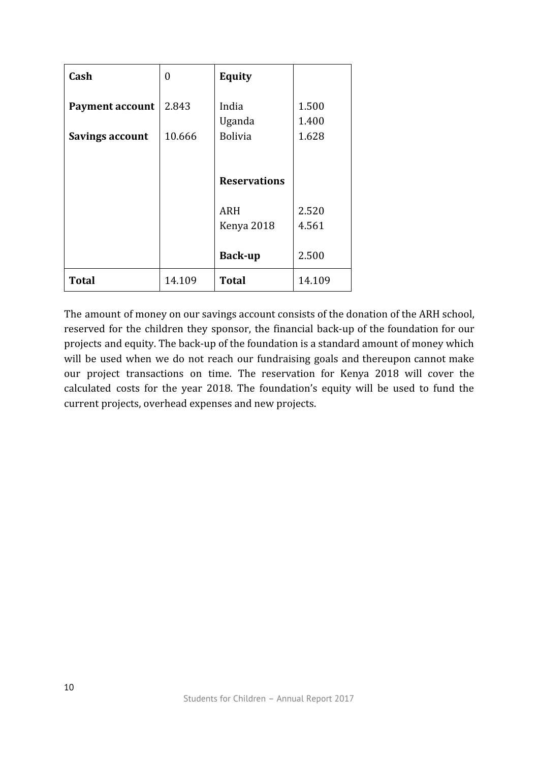| **Cash** | 0 | **Equity** | |
|---|---|---|---|
| **Payment account** | 2.843 | India | 1.500 |
| | | Uganda | 1.400 |
| **Savings account** | 10.666 | Bolivia | 1.628 |
| | | **Reservations** | |
| | | ARH | 2.520 |
| | | Kenya 2018 | 4.561 |
| | | **Back-up** | 2.500 |
| **Total** | 14.109 | **Total** | 14.109 |

The amount of money on our savings account consists of the donation of the ARH school, reserved for the children they sponsor, the financial back-up of the foundation for our projects and equity. The back-up of the foundation is a standard amount of money which will be used when we do not reach our fundraising goals and thereupon cannot make our project transactions on time. The reservation for Kenya 2018 will cover the calculated costs for the year 2018. The foundation's equity will be used to fund the current projects, overhead expenses and new projects.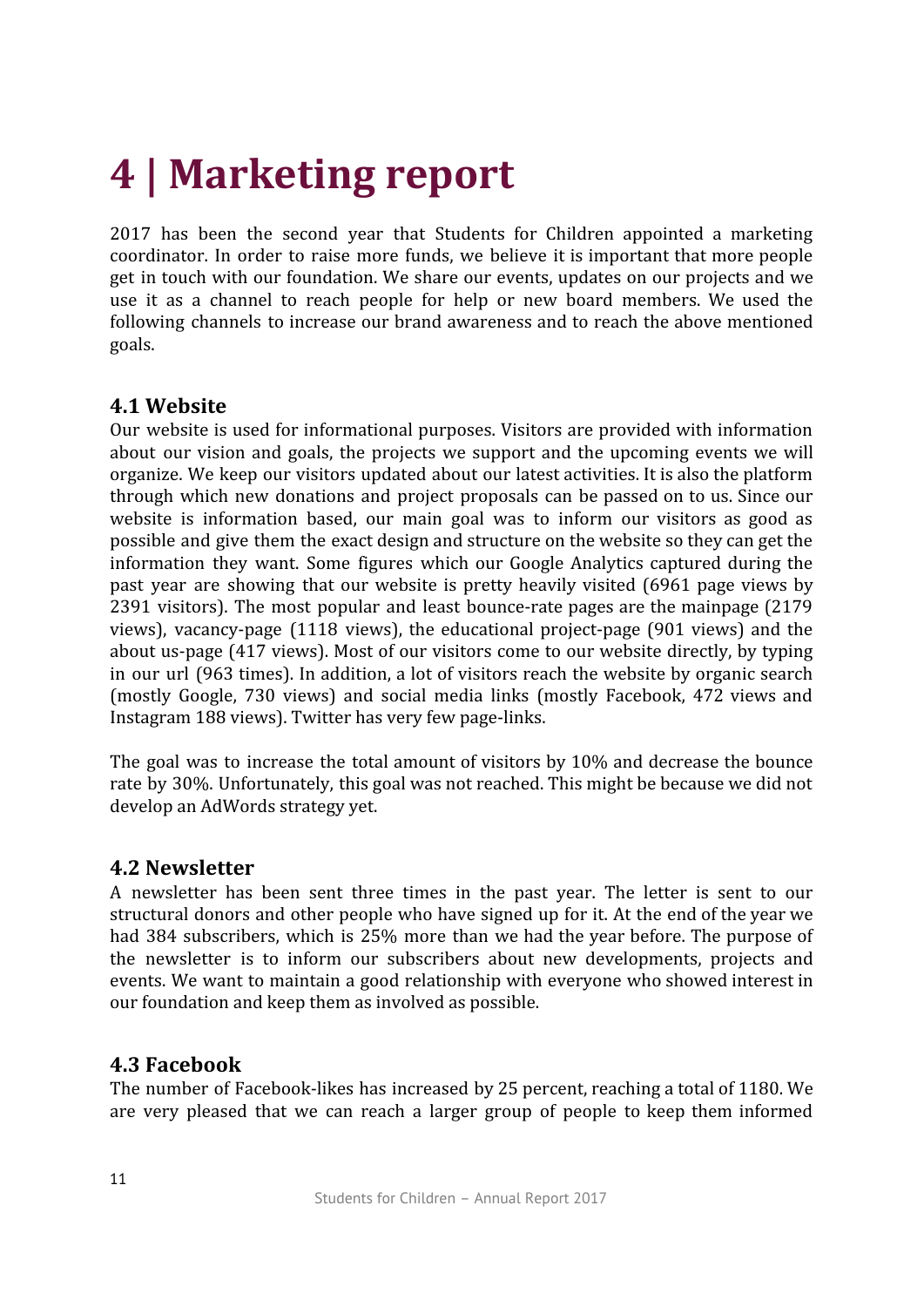# 4 | Marketing report

2017 has been the second year that Students for Children appointed a marketing coordinator. In order to raise more funds, we believe it is important that more people get in touch with our foundation. We share our events, updates on our projects and we use it as a channel to reach people for help or new board members. We used the following channels to increase our brand awareness and to reach the above mentioned goals.

## 4.1 Website

Our website is used for informational purposes. Visitors are provided with information about our vision and goals, the projects we support and the upcoming events we will organize. We keep our visitors updated about our latest activities. It is also the platform through which new donations and project proposals can be passed on to us. Since our website is information based, our main goal was to inform our visitors as good as possible and give them the exact design and structure on the website so they can get the information they want. Some figures which our Google Analytics captured during the past year are showing that our website is pretty heavily visited (6961 page views by 2391 visitors). The most popular and least bounce-rate pages are the mainpage (2179 views), vacancy-page (1118 views), the educational project-page (901 views) and the about us-page (417 views). Most of our visitors come to our website directly, by typing in our url (963 times). In addition, a lot of visitors reach the website by organic search (mostly Google, 730 views) and social media links (mostly Facebook, 472 views and Instagram 188 views). Twitter has very few page-links.

The goal was to increase the total amount of visitors by 10% and decrease the bounce rate by 30%. Unfortunately, this goal was not reached. This might be because we did not develop an AdWords strategy yet.

## 4.2 Newsletter

A newsletter has been sent three times in the past year. The letter is sent to our structural donors and other people who have signed up for it. At the end of the year we had 384 subscribers, which is 25% more than we had the year before. The purpose of the newsletter is to inform our subscribers about new developments, projects and events. We want to maintain a good relationship with everyone who showed interest in our foundation and keep them as involved as possible.

## 4.3 Facebook

The number of Facebook-likes has increased by 25 percent, reaching a total of 1180. We are very pleased that we can reach a larger group of people to keep them informed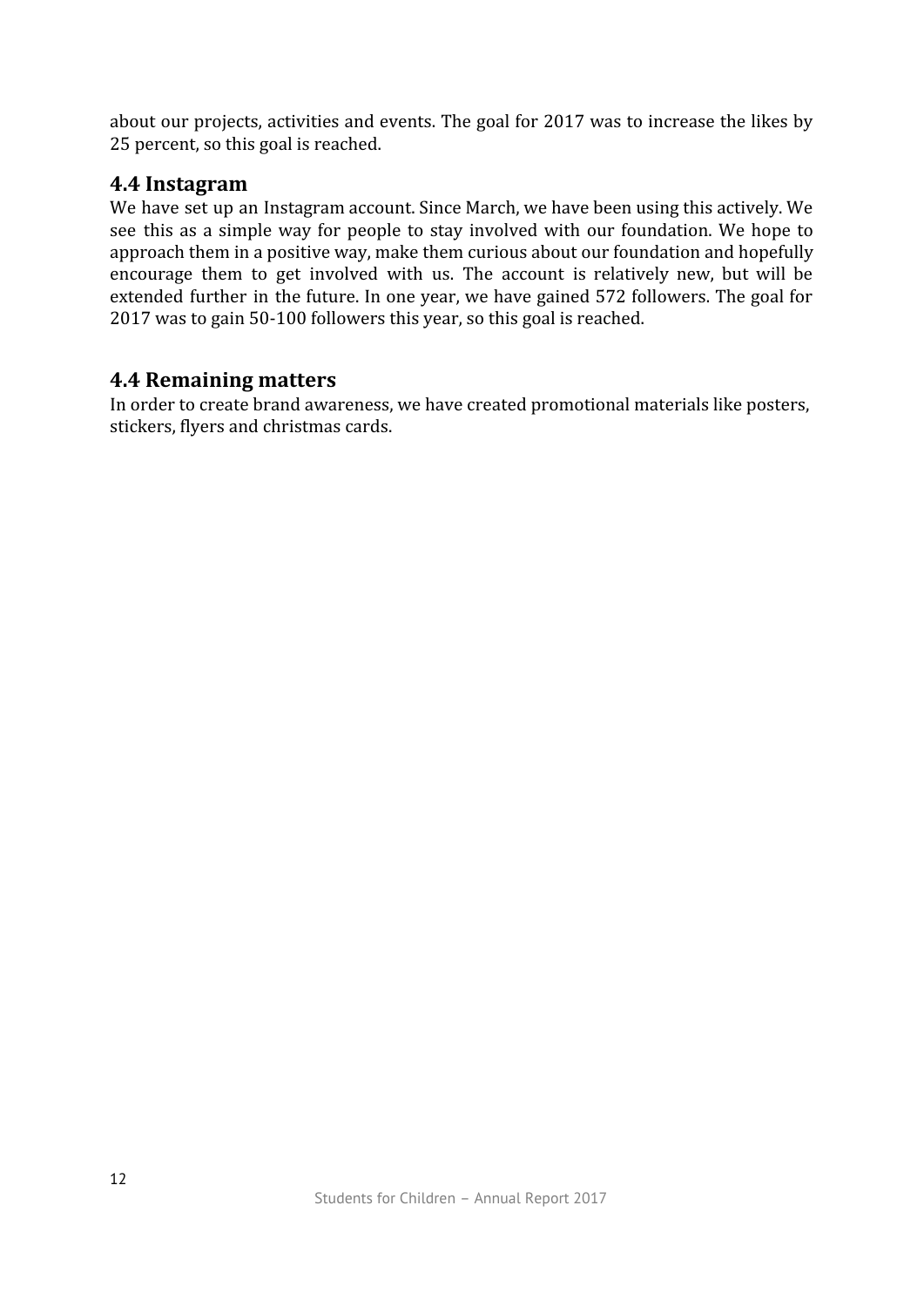about our projects, activities and events. The goal for 2017 was to increase the likes by 25 percent, so this goal is reached.

## 4.4 Instagram

We have set up an Instagram account. Since March, we have been using this actively. We see this as a simple way for people to stay involved with our foundation. We hope to approach them in a positive way, make them curious about our foundation and hopefully encourage them to get involved with us. The account is relatively new, but will be extended further in the future. In one year, we have gained 572 followers. The goal for 2017 was to gain 50-100 followers this year, so this goal is reached.

## 4.4 Remaining matters

In order to create brand awareness, we have created promotional materials like posters, stickers, flyers and christmas cards.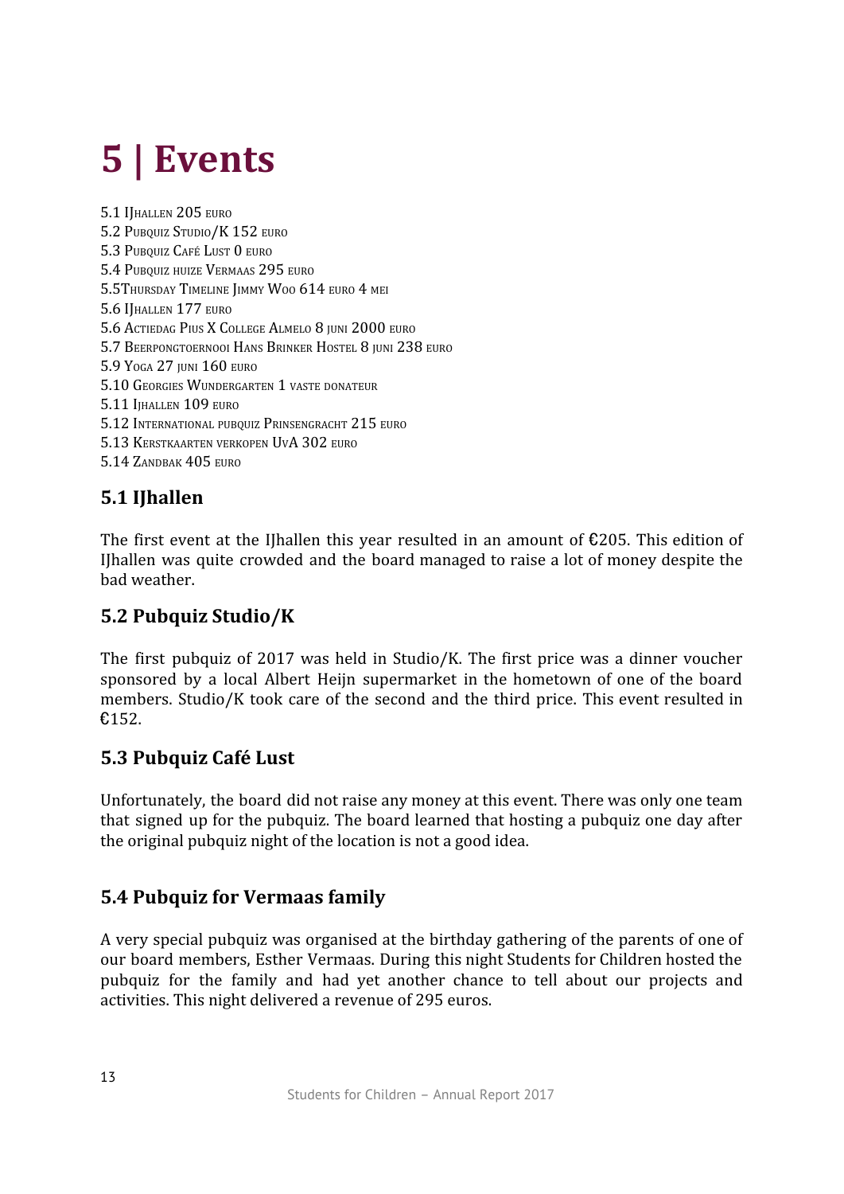# 5 | Events

5.1 IJhallen 205 euro
5.2 Pubquiz Studio/K 152 euro
5.3 Pubquiz Café Lust 0 euro
5.4 Pubquiz huize Vermaas 295 euro
5.5Thursday Timeline Jimmy Woo 614 euro 4 mei
5.6 IJhallen 177 euro
5.6 Actiedag Pius X College Almelo 8 juni 2000 euro
5.7 Beerpongtoernooi Hans Brinker Hostel 8 juni 238 euro
5.9 Yoga 27 juni 160 euro
5.10 Georgies Wundergarten 1 vaste donateur
5.11 IJhallen 109 euro
5.12 International pubquiz Prinsengracht 215 euro
5.13 Kerstkaarten verkopen UvA 302 euro
5.14 Zandbak 405 euro

## 5.1 IJhallen

The first event at the IJhallen this year resulted in an amount of €205. This edition of IJhallen was quite crowded and the board managed to raise a lot of money despite the bad weather.

## 5.2 Pubquiz Studio/K

The first pubquiz of 2017 was held in Studio/K. The first price was a dinner voucher sponsored by a local Albert Heijn supermarket in the hometown of one of the board members. Studio/K took care of the second and the third price. This event resulted in €152.

## 5.3 Pubquiz Café Lust

Unfortunately, the board did not raise any money at this event. There was only one team that signed up for the pubquiz. The board learned that hosting a pubquiz one day after the original pubquiz night of the location is not a good idea.

## 5.4 Pubquiz for Vermaas family

A very special pubquiz was organised at the birthday gathering of the parents of one of our board members, Esther Vermaas. During this night Students for Children hosted the pubquiz for the family and had yet another chance to tell about our projects and activities. This night delivered a revenue of 295 euros.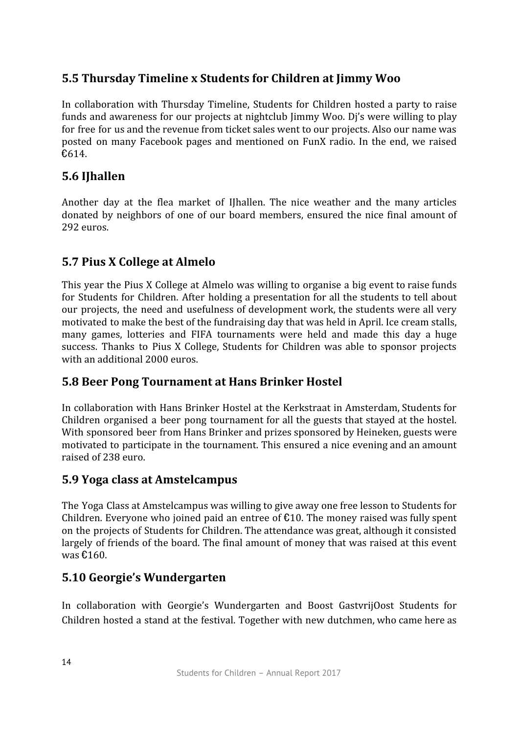## 5.5 Thursday Timeline x Students for Children at Jimmy Woo

In collaboration with Thursday Timeline, Students for Children hosted a party to raise funds and awareness for our projects at nightclub Jimmy Woo. Dj's were willing to play for free for us and the revenue from ticket sales went to our projects. Also our name was posted on many Facebook pages and mentioned on FunX radio. In the end, we raised €614.

## 5.6 IJhallen

Another day at the flea market of IJhallen. The nice weather and the many articles donated by neighbors of one of our board members, ensured the nice final amount of 292 euros.

## 5.7 Pius X College at Almelo

This year the Pius X College at Almelo was willing to organise a big event to raise funds for Students for Children. After holding a presentation for all the students to tell about our projects, the need and usefulness of development work, the students were all very motivated to make the best of the fundraising day that was held in April. Ice cream stalls, many games, lotteries and FIFA tournaments were held and made this day a huge success. Thanks to Pius X College, Students for Children was able to sponsor projects with an additional 2000 euros.

## 5.8 Beer Pong Tournament at Hans Brinker Hostel

In collaboration with Hans Brinker Hostel at the Kerkstraat in Amsterdam, Students for Children organised a beer pong tournament for all the guests that stayed at the hostel. With sponsored beer from Hans Brinker and prizes sponsored by Heineken, guests were motivated to participate in the tournament. This ensured a nice evening and an amount raised of 238 euro.

## 5.9 Yoga class at Amstelcampus

The Yoga Class at Amstelcampus was willing to give away one free lesson to Students for Children. Everyone who joined paid an entree of €10. The money raised was fully spent on the projects of Students for Children. The attendance was great, although it consisted largely of friends of the board. The final amount of money that was raised at this event was €160.

## 5.10 Georgie's Wundergarten

In collaboration with Georgie's Wundergarten and Boost GastvrijOost Students for Children hosted a stand at the festival. Together with new dutchmen, who came here as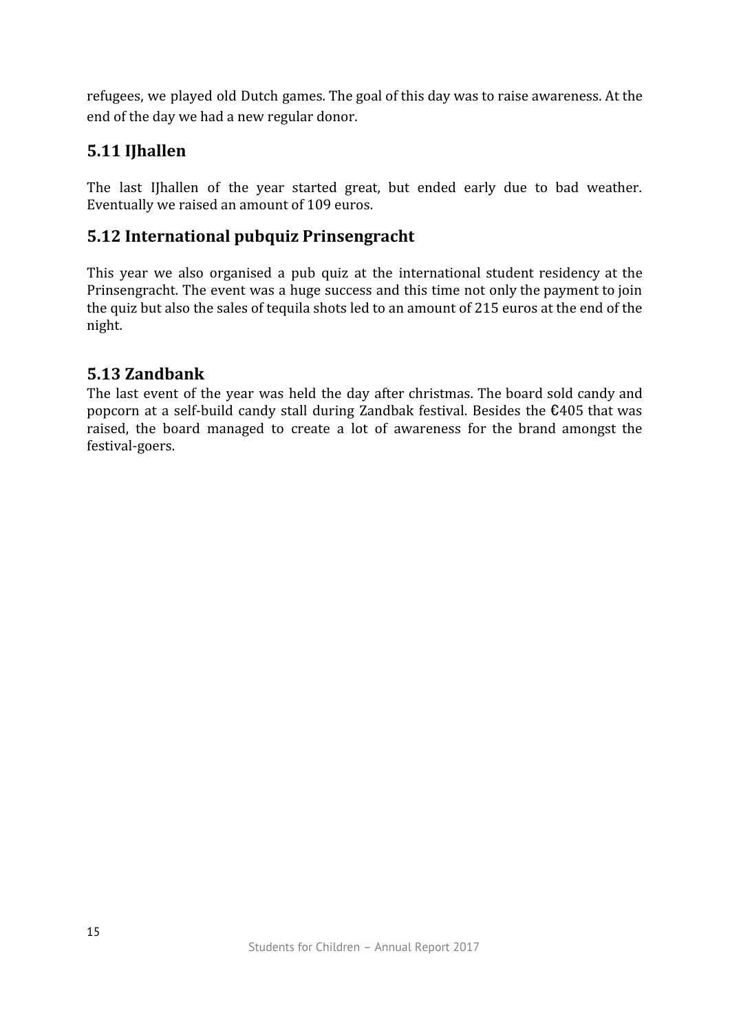refugees, we played old Dutch games. The goal of this day was to raise awareness. At the end of the day we had a new regular donor.

## 5.11 IJhallen

The last IJhallen of the year started great, but ended early due to bad weather. Eventually we raised an amount of 109 euros.

## 5.12 International pubquiz Prinsengracht

This year we also organised a pub quiz at the international student residency at the Prinsengracht. The event was a huge success and this time not only the payment to join the quiz but also the sales of tequila shots led to an amount of 215 euros at the end of the night.

## 5.13 Zandbank

The last event of the year was held the day after christmas. The board sold candy and popcorn at a self-build candy stall during Zandbak festival. Besides the €405 that was raised, the board managed to create a lot of awareness for the brand amongst the festival-goers.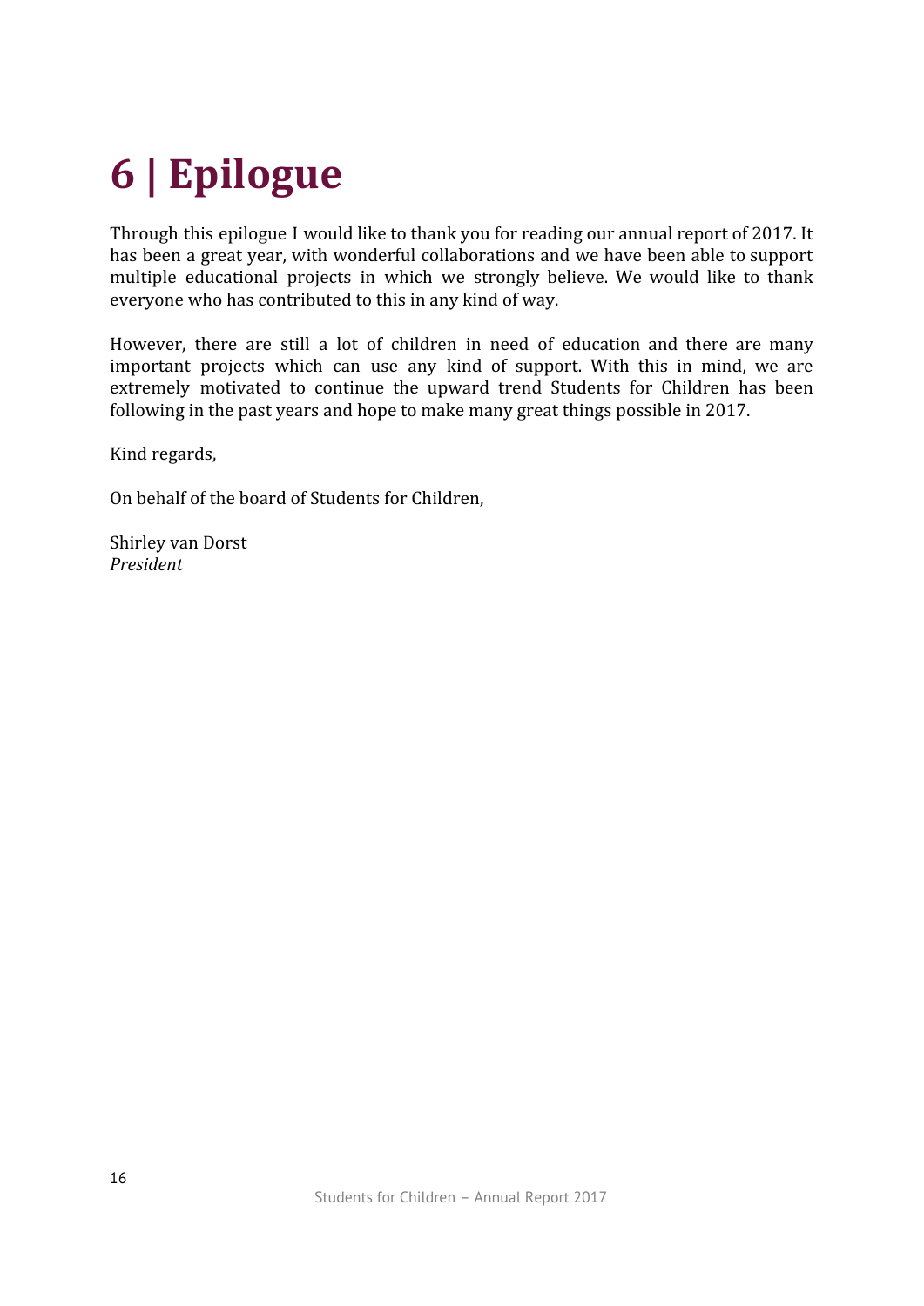# 6 | Epilogue

Through this epilogue I would like to thank you for reading our annual report of 2017. It has been a great year, with wonderful collaborations and we have been able to support multiple educational projects in which we strongly believe. We would like to thank everyone who has contributed to this in any kind of way.

However, there are still a lot of children in need of education and there are many important projects which can use any kind of support. With this in mind, we are extremely motivated to continue the upward trend Students for Children has been following in the past years and hope to make many great things possible in 2017.

Kind regards,

On behalf of the board of Students for Children,

Shirley van Dorst
*President*